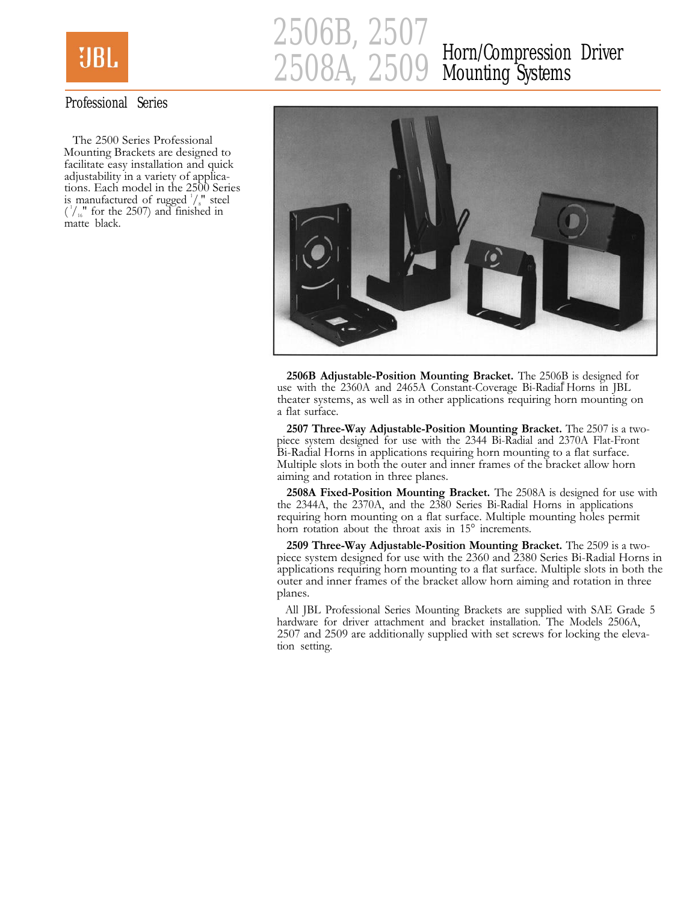JBL

# 2506B, 2507 2508A, 2509 Horn/Compression Driver Mounting Systems

## Professional Series

The 2500 Series Professional Mounting Brackets are designed to facilitate easy installation and quick adjustability in a variety of applications. Each model in the 2500 Series is manufactured of rugged 1/8" steel (1/16" for the 2507) and finished in matte black.

**2506B Adjustable-Position Mounting Bracket.** The 2506B is designed for use with the 2360A and 2465A Constant-Coverage Bi-Radial® Horns in JBL theater systems, as well as in other applications requiring horn mounting on a flat surface.

**2507 Three-Way Adjustable-Position Mounting Bracket.** The 2507 is a two-piece system designed for use with the 2344 Bi-Radial and 2370A Flat-Front Bi-Radial Horns in applications requiring horn mounting to a flat surface. Multiple slots in both the outer and inner frames of the bracket allow horn aiming and rotation in three planes.

**2508A Fixed-Position Mounting Bracket.** The 2508A is designed for use with the 2344A, the 2370A, and the 2380 Series Bi-Radial Horns in applications requiring horn mounting on a flat surface. Multiple mounting holes permit horn rotation about the throat axis in 15° increments.

**2509 Three-Way Adjustable-Position Mounting Bracket.** The 2509 is a two-piece system designed for use with the 2360 and 2380 Series Bi-Radial Horns in applications requiring horn mounting to a flat surface. Multiple slots in both the outer and inner frames of the bracket allow horn aiming and rotation in three planes.

All JBL Professional Series Mounting Brackets are supplied with SAE Grade 5 hardware for driver attachment and bracket installation. The Models 2506A, 2507 and 2509 are additionally supplied with set screws for locking the elevation setting.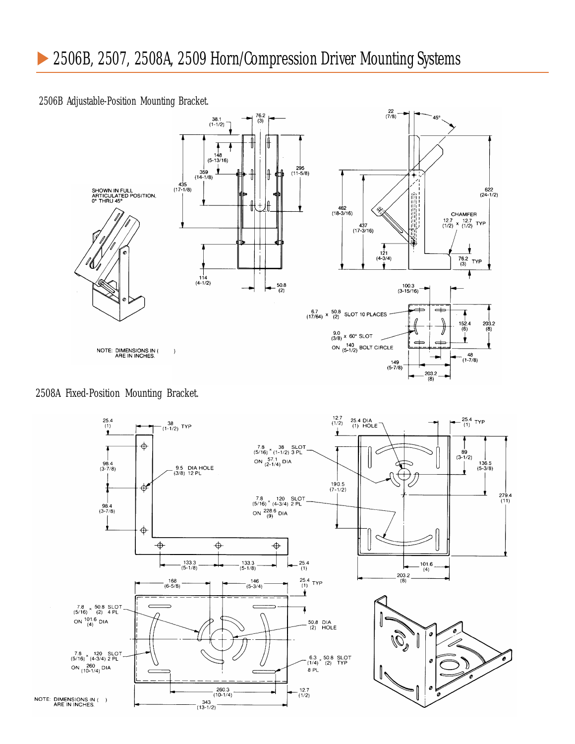# 2506B, 2507, 2508A, 2509 Horn/Compression Driver Mounting Systems

## 2506B Adjustable-Position Mounting Bracket.

SHOWN IN FULL ARTICULATED POSITION, 0° THRU 45°

NOTE: DIMENSIONS IN ( ) ARE IN INCHES.

## 2508A Fixed-Position Mounting Bracket.

NOTE: DIMENSIONS IN ( ) ARE IN INCHES.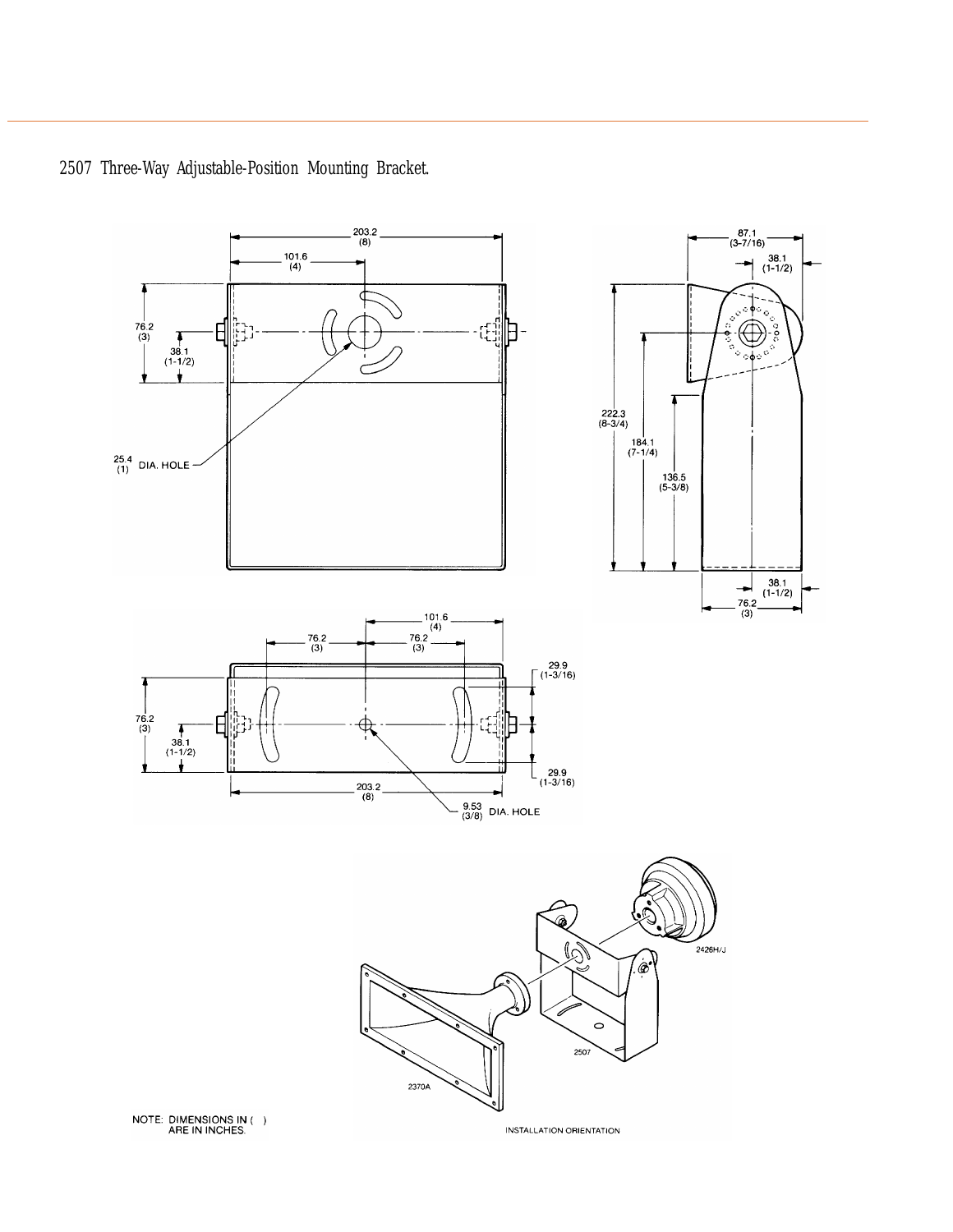2507 Three-Way Adjustable-Position Mounting Bracket.

NOTE: DIMENSIONS IN ( ) ARE IN INCHES.

INSTALLATION ORIENTATION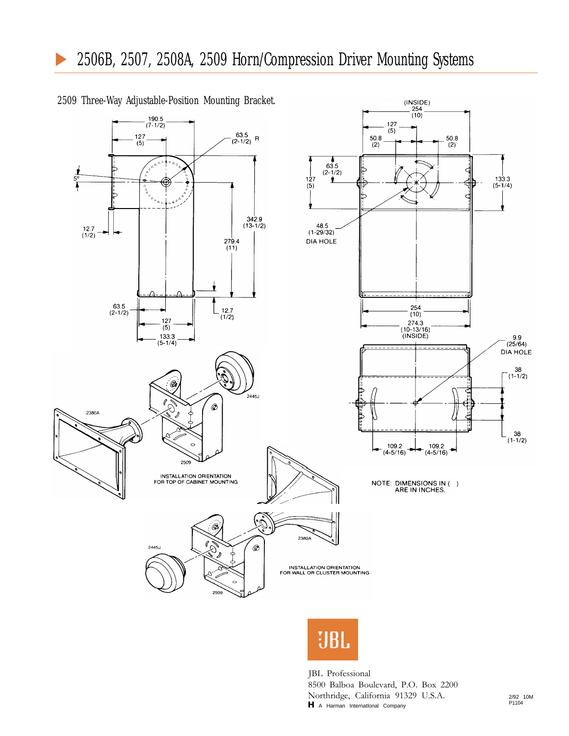# 2506B, 2507, 2508A, 2509 Horn/Compression Driver Mounting Systems

## 2509 Three-Way Adjustable-Position Mounting Bracket.

190.5
(7-1/2)

127
(5)

63.5
(2-1/2) R

5°

342.9
(13-1/2)

279.4
(11)

12.7
(1/2)

63.5
(2-1/2)

12.7
(1/2)

127
(5)

133.3
(5-1/4)

(INSIDE)
254
(10)

127
(5)

50.8
(2)

50.8
(2)

63.5
(2-1/2)

127
(5)

133.3
(5-1/4)

48.5
(1-29/32)
DIA HOLE

254
(10)

274.3
(10-13/16)
(INSIDE)

9.9
(25/64)
DIA HOLE

38
(1-1/2)

38
(1-1/2)

109.2
(4-5/16)

109.2
(4-5/16)

2445J

2380A

2509

INSTALLATION ORIENTATION
FOR TOP OF CABINET MOUNTING

NOTE: DIMENSIONS IN ( ) ARE IN INCHES.

2380A

2445J

2509

INSTALLATION ORIENTATION
FOR WALL OR CLUSTER MOUNTING

JBL

JBL Professional
8500 Balboa Boulevard, P.O. Box 2200
Northridge, California 91329 U.S.A.
H A Harman International Company

2/92 10M
P1104